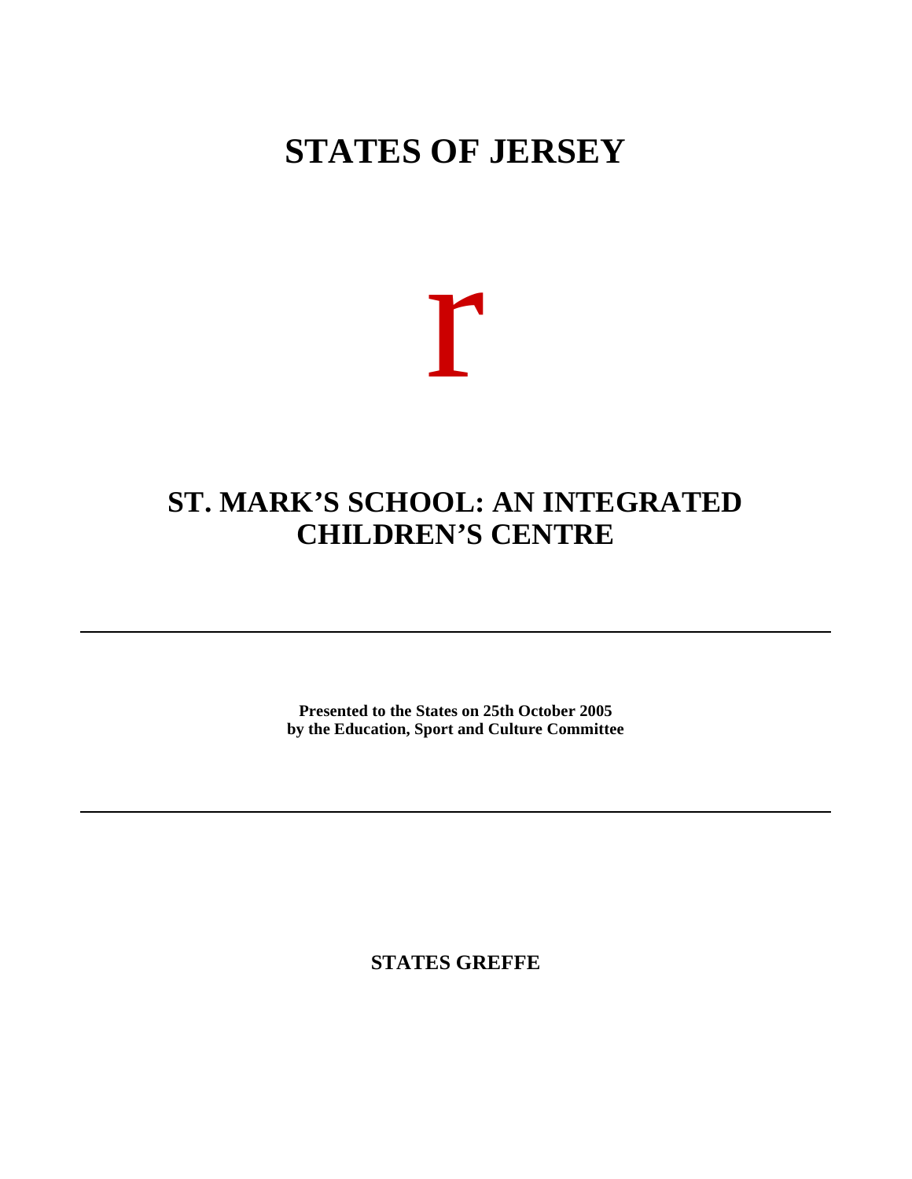# STATES OF JERSEY

r

## ST. MARK'S SCHOOL: AN INTEGRATED CHILDREN'S CENTRE

---

**Presented to the States on 25th October 2005**
**by the Education, Sport and Culture Committee**

---

**STATES GREFFE**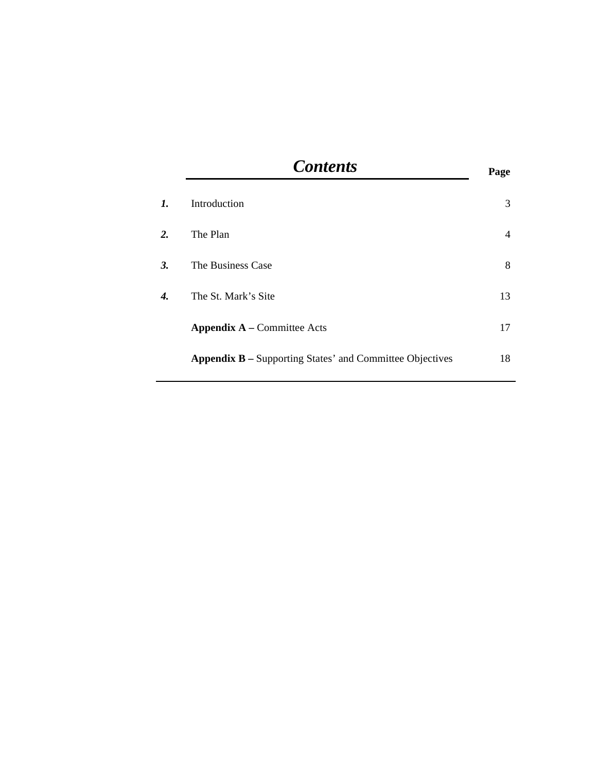# *Contents*

| | | Page |
|---|---|---|
| ***1.*** | Introduction | 3 |
| ***2.*** | The Plan | 4 |
| ***3.*** | The Business Case | 8 |
| ***4.*** | The St. Mark’s Site | 13 |
| | **Appendix A –** Committee Acts | 17 |
| | **Appendix B –** Supporting States’ and Committee Objectives | 18 |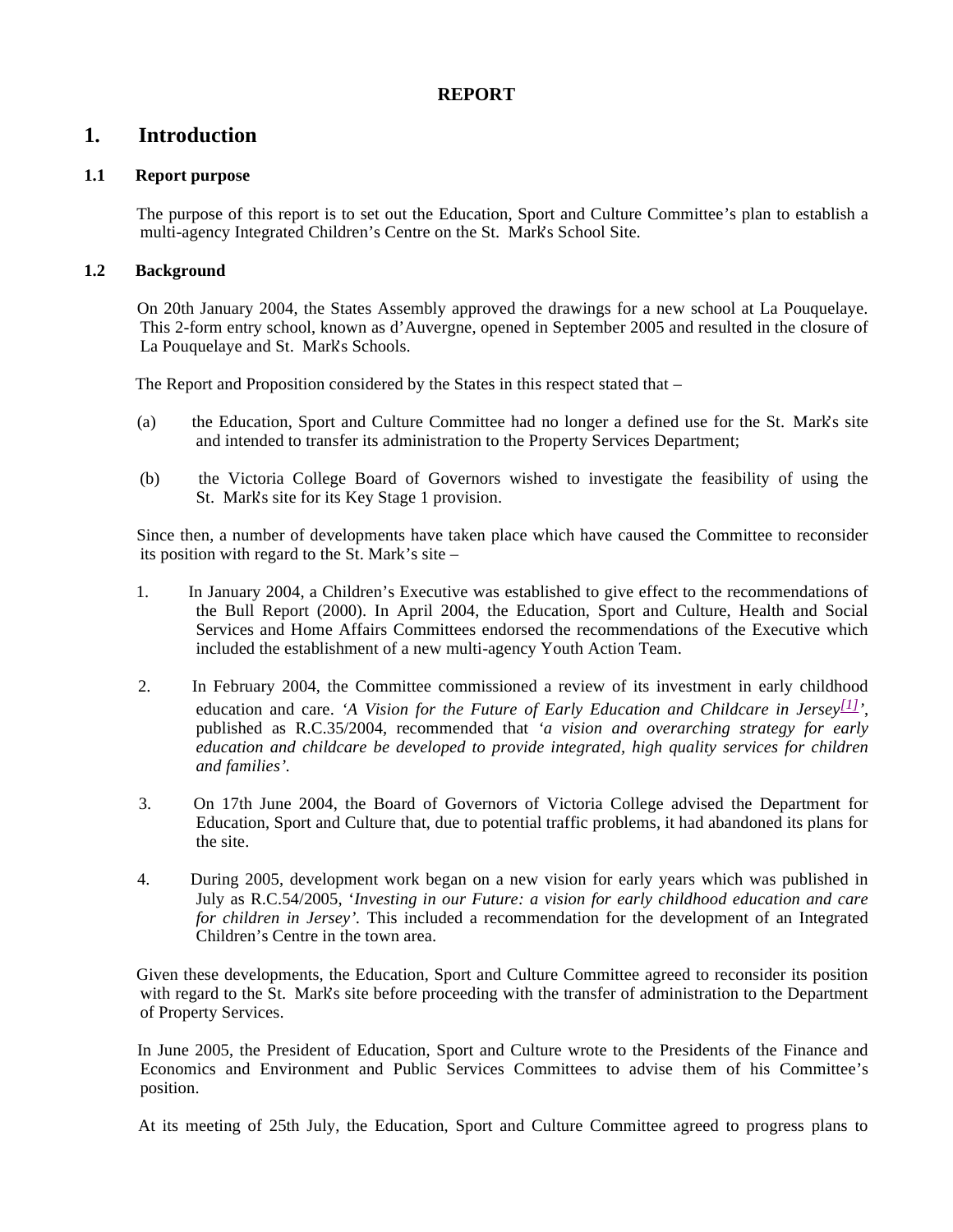**REPORT**

# 1. Introduction

### 1.1 Report purpose

The purpose of this report is to set out the Education, Sport and Culture Committee's plan to establish a multi-agency Integrated Children's Centre on the St. Mark's School Site.

### 1.2 Background

On 20th January 2004, the States Assembly approved the drawings for a new school at La Pouquelaye. This 2-form entry school, known as d'Auvergne, opened in September 2005 and resulted in the closure of La Pouquelaye and St. Mark's Schools.

The Report and Proposition considered by the States in this respect stated that –

(a) the Education, Sport and Culture Committee had no longer a defined use for the St. Mark's site and intended to transfer its administration to the Property Services Department;

(b) the Victoria College Board of Governors wished to investigate the feasibility of using the St. Mark's site for its Key Stage 1 provision.

Since then, a number of developments have taken place which have caused the Committee to reconsider its position with regard to the St. Mark's site –

1. In January 2004, a Children's Executive was established to give effect to the recommendations of the Bull Report (2000). In April 2004, the Education, Sport and Culture, Health and Social Services and Home Affairs Committees endorsed the recommendations of the Executive which included the establishment of a new multi-agency Youth Action Team.

2. In February 2004, the Committee commissioned a review of its investment in early childhood education and care. '*A Vision for the Future of Early Education and Childcare in Jersey*[1]', published as R.C.35/2004, recommended that '*a vision and overarching strategy for early education and childcare be developed to provide integrated, high quality services for children and families'.*

3. On 17th June 2004, the Board of Governors of Victoria College advised the Department for Education, Sport and Culture that, due to potential traffic problems, it had abandoned its plans for the site.

4. During 2005, development work began on a new vision for early years which was published in July as R.C.54/2005, '*Investing in our Future: a vision for early childhood education and care for children in Jersey'*. This included a recommendation for the development of an Integrated Children's Centre in the town area.

Given these developments, the Education, Sport and Culture Committee agreed to reconsider its position with regard to the St. Mark's site before proceeding with the transfer of administration to the Department of Property Services.

In June 2005, the President of Education, Sport and Culture wrote to the Presidents of the Finance and Economics and Environment and Public Services Committees to advise them of his Committee's position.

At its meeting of 25th July, the Education, Sport and Culture Committee agreed to progress plans to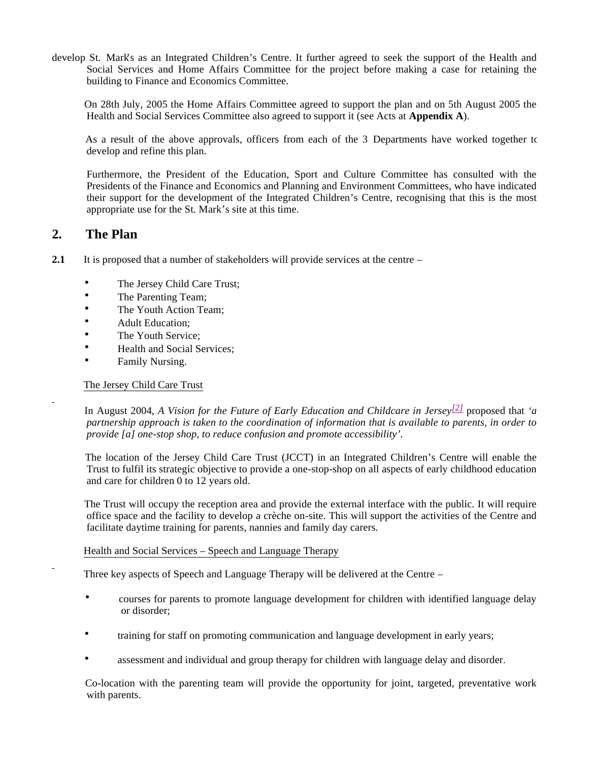develop St. Mark's as an Integrated Children's Centre. It further agreed to seek the support of the Health and Social Services and Home Affairs Committee for the project before making a case for retaining the building to Finance and Economics Committee.

On 28th July, 2005 the Home Affairs Committee agreed to support the plan and on 5th August 2005 the Health and Social Services Committee also agreed to support it (see Acts at **Appendix A**).

As a result of the above approvals, officers from each of the 3 Departments have worked together to develop and refine this plan.

Furthermore, the President of the Education, Sport and Culture Committee has consulted with the Presidents of the Finance and Economics and Planning and Environment Committees, who have indicated their support for the development of the Integrated Children's Centre, recognising that this is the most appropriate use for the St. Mark's site at this time.

## 2. The Plan

**2.1** It is proposed that a number of stakeholders will provide services at the centre –

- The Jersey Child Care Trust;
- The Parenting Team;
- The Youth Action Team;
- Adult Education;
- The Youth Service;
- Health and Social Services;
- Family Nursing.

The Jersey Child Care Trust

In August 2004, *A Vision for the Future of Early Education and Childcare in Jersey*[2] proposed that *'a partnership approach is taken to the coordination of information that is available to parents, in order to provide [a] one-stop shop, to reduce confusion and promote accessibility'.*

The location of the Jersey Child Care Trust (JCCT) in an Integrated Children's Centre will enable the Trust to fulfil its strategic objective to provide a one-stop-shop on all aspects of early childhood education and care for children 0 to 12 years old.

The Trust will occupy the reception area and provide the external interface with the public. It will require office space and the facility to develop a crèche on-site. This will support the activities of the Centre and facilitate daytime training for parents, nannies and family day carers.

Health and Social Services – Speech and Language Therapy

Three key aspects of Speech and Language Therapy will be delivered at the Centre –

- courses for parents to promote language development for children with identified language delay or disorder;
- training for staff on promoting communication and language development in early years;
- assessment and individual and group therapy for children with language delay and disorder.

Co-location with the parenting team will provide the opportunity for joint, targeted, preventative work with parents.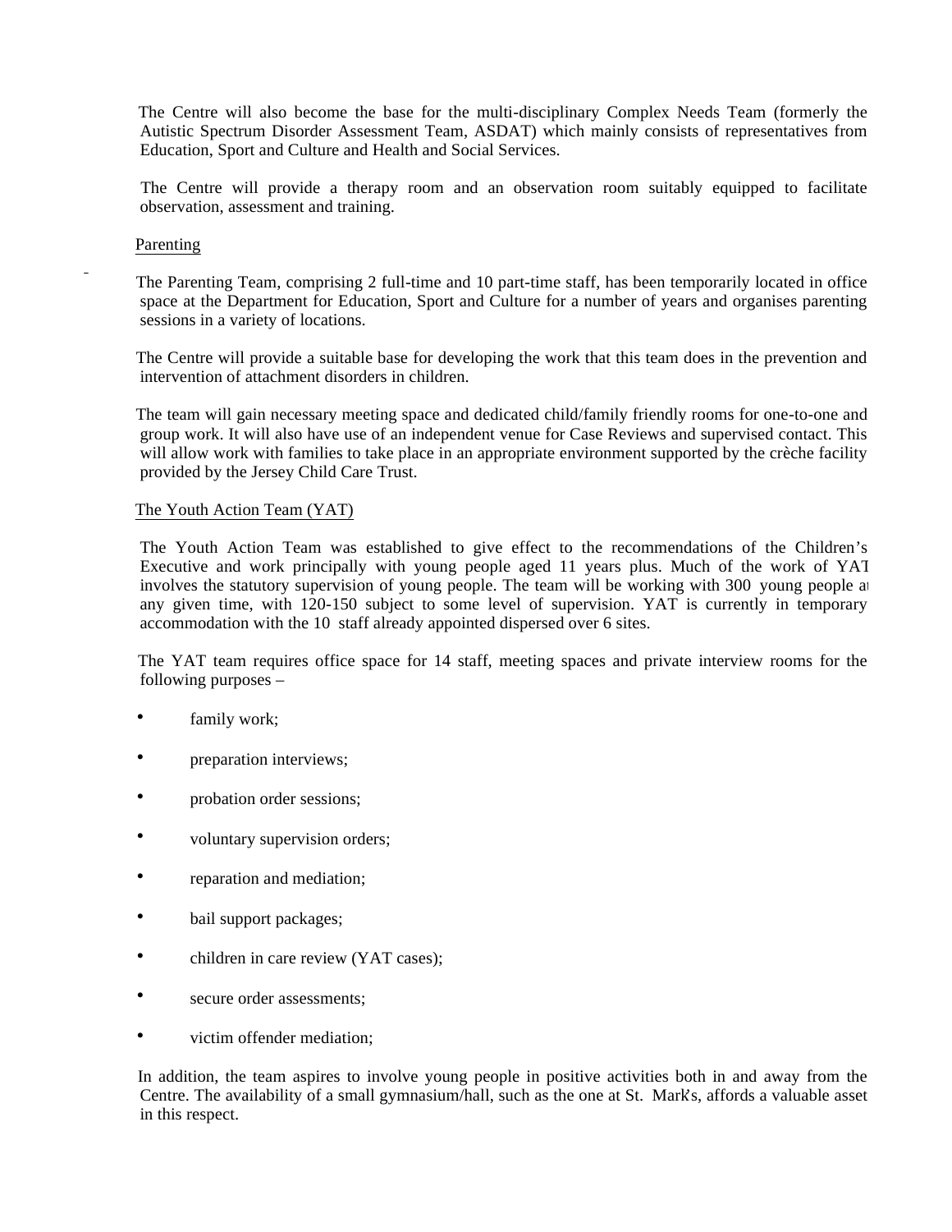The Centre will also become the base for the multi-disciplinary Complex Needs Team (formerly the Autistic Spectrum Disorder Assessment Team, ASDAT) which mainly consists of representatives from Education, Sport and Culture and Health and Social Services.

The Centre will provide a therapy room and an observation room suitably equipped to facilitate observation, assessment and training.

Parenting

The Parenting Team, comprising 2 full-time and 10 part-time staff, has been temporarily located in office space at the Department for Education, Sport and Culture for a number of years and organises parenting sessions in a variety of locations.

The Centre will provide a suitable base for developing the work that this team does in the prevention and intervention of attachment disorders in children.

The team will gain necessary meeting space and dedicated child/family friendly rooms for one-to-one and group work. It will also have use of an independent venue for Case Reviews and supervised contact. This will allow work with families to take place in an appropriate environment supported by the crèche facility provided by the Jersey Child Care Trust.

The Youth Action Team (YAT)

The Youth Action Team was established to give effect to the recommendations of the Children's Executive and work principally with young people aged 11 years plus. Much of the work of YAT involves the statutory supervision of young people. The team will be working with 300 young people at any given time, with 120-150 subject to some level of supervision. YAT is currently in temporary accommodation with the 10 staff already appointed dispersed over 6 sites.

The YAT team requires office space for 14 staff, meeting spaces and private interview rooms for the following purposes –

- family work;
- preparation interviews;
- probation order sessions;
- voluntary supervision orders;
- reparation and mediation;
- bail support packages;
- children in care review (YAT cases);
- secure order assessments;
- victim offender mediation;

In addition, the team aspires to involve young people in positive activities both in and away from the Centre. The availability of a small gymnasium/hall, such as the one at St. Mark's, affords a valuable asset in this respect.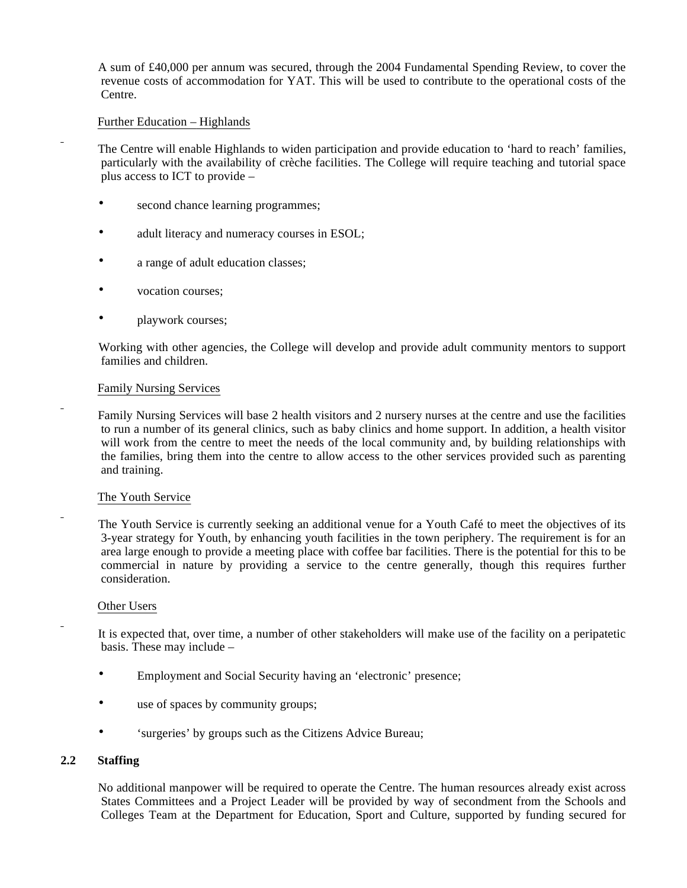A sum of £40,000 per annum was secured, through the 2004 Fundamental Spending Review, to cover the revenue costs of accommodation for YAT. This will be used to contribute to the operational costs of the Centre.

Further Education – Highlands

The Centre will enable Highlands to widen participation and provide education to 'hard to reach' families, particularly with the availability of crèche facilities. The College will require teaching and tutorial space plus access to ICT to provide –

- second chance learning programmes;
- adult literacy and numeracy courses in ESOL;
- a range of adult education classes;
- vocation courses;
- playwork courses;

Working with other agencies, the College will develop and provide adult community mentors to support families and children.

Family Nursing Services

Family Nursing Services will base 2 health visitors and 2 nursery nurses at the centre and use the facilities to run a number of its general clinics, such as baby clinics and home support. In addition, a health visitor will work from the centre to meet the needs of the local community and, by building relationships with the families, bring them into the centre to allow access to the other services provided such as parenting and training.

The Youth Service

The Youth Service is currently seeking an additional venue for a Youth Café to meet the objectives of its 3-year strategy for Youth, by enhancing youth facilities in the town periphery. The requirement is for an area large enough to provide a meeting place with coffee bar facilities. There is the potential for this to be commercial in nature by providing a service to the centre generally, though this requires further consideration.

Other Users

It is expected that, over time, a number of other stakeholders will make use of the facility on a peripatetic basis. These may include –

- Employment and Social Security having an 'electronic' presence;
- use of spaces by community groups;
- 'surgeries' by groups such as the Citizens Advice Bureau;

## 2.2 Staffing

No additional manpower will be required to operate the Centre. The human resources already exist across States Committees and a Project Leader will be provided by way of secondment from the Schools and Colleges Team at the Department for Education, Sport and Culture, supported by funding secured for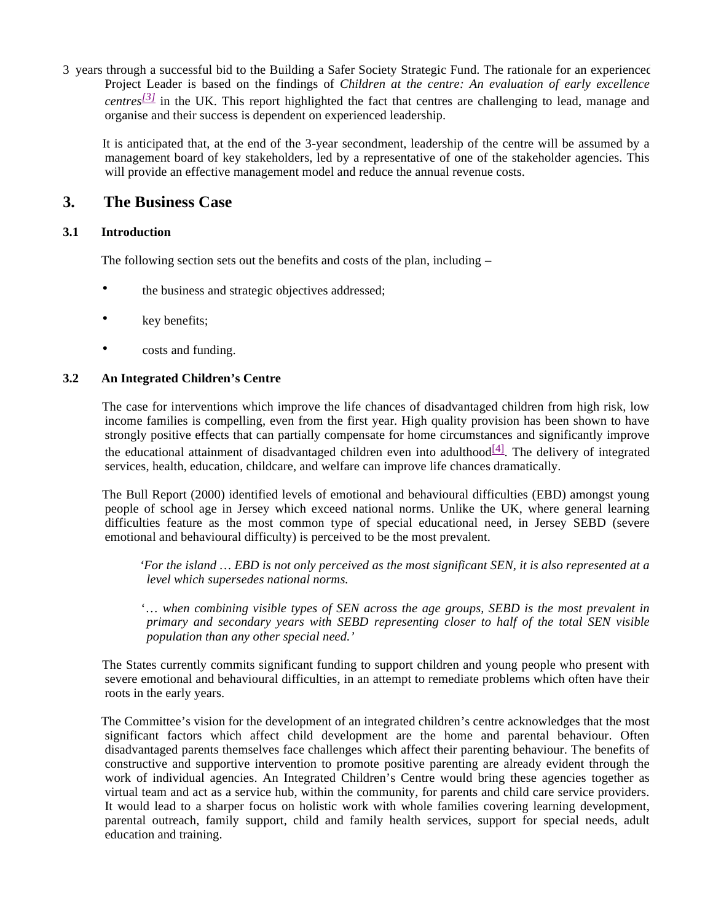3 years through a successful bid to the Building a Safer Society Strategic Fund. The rationale for an experienced Project Leader is based on the findings of *Children at the centre: An evaluation of early excellence centres*[3] in the UK. This report highlighted the fact that centres are challenging to lead, manage and organise and their success is dependent on experienced leadership.

It is anticipated that, at the end of the 3-year secondment, leadership of the centre will be assumed by a management board of key stakeholders, led by a representative of one of the stakeholder agencies. This will provide an effective management model and reduce the annual revenue costs.

## 3. The Business Case

### 3.1 Introduction

The following section sets out the benefits and costs of the plan, including –

- the business and strategic objectives addressed;
- key benefits;
- costs and funding.

### 3.2 An Integrated Children's Centre

The case for interventions which improve the life chances of disadvantaged children from high risk, low income families is compelling, even from the first year. High quality provision has been shown to have strongly positive effects that can partially compensate for home circumstances and significantly improve the educational attainment of disadvantaged children even into adulthood[4]. The delivery of integrated services, health, education, childcare, and welfare can improve life chances dramatically.

The Bull Report (2000) identified levels of emotional and behavioural difficulties (EBD) amongst young people of school age in Jersey which exceed national norms. Unlike the UK, where general learning difficulties feature as the most common type of special educational need, in Jersey SEBD (severe emotional and behavioural difficulty) is perceived to be the most prevalent.

> '*For the island … EBD is not only perceived as the most significant SEN, it is also represented at a level which supersedes national norms.*
>
> '*… when combining visible types of SEN across the age groups, SEBD is the most prevalent in primary and secondary years with SEBD representing closer to half of the total SEN visible population than any other special need.'*

The States currently commits significant funding to support children and young people who present with severe emotional and behavioural difficulties, in an attempt to remediate problems which often have their roots in the early years.

The Committee's vision for the development of an integrated children's centre acknowledges that the most significant factors which affect child development are the home and parental behaviour. Often disadvantaged parents themselves face challenges which affect their parenting behaviour. The benefits of constructive and supportive intervention to promote positive parenting are already evident through the work of individual agencies. An Integrated Children's Centre would bring these agencies together as virtual team and act as a service hub, within the community, for parents and child care service providers. It would lead to a sharper focus on holistic work with whole families covering learning development, parental outreach, family support, child and family health services, support for special needs, adult education and training.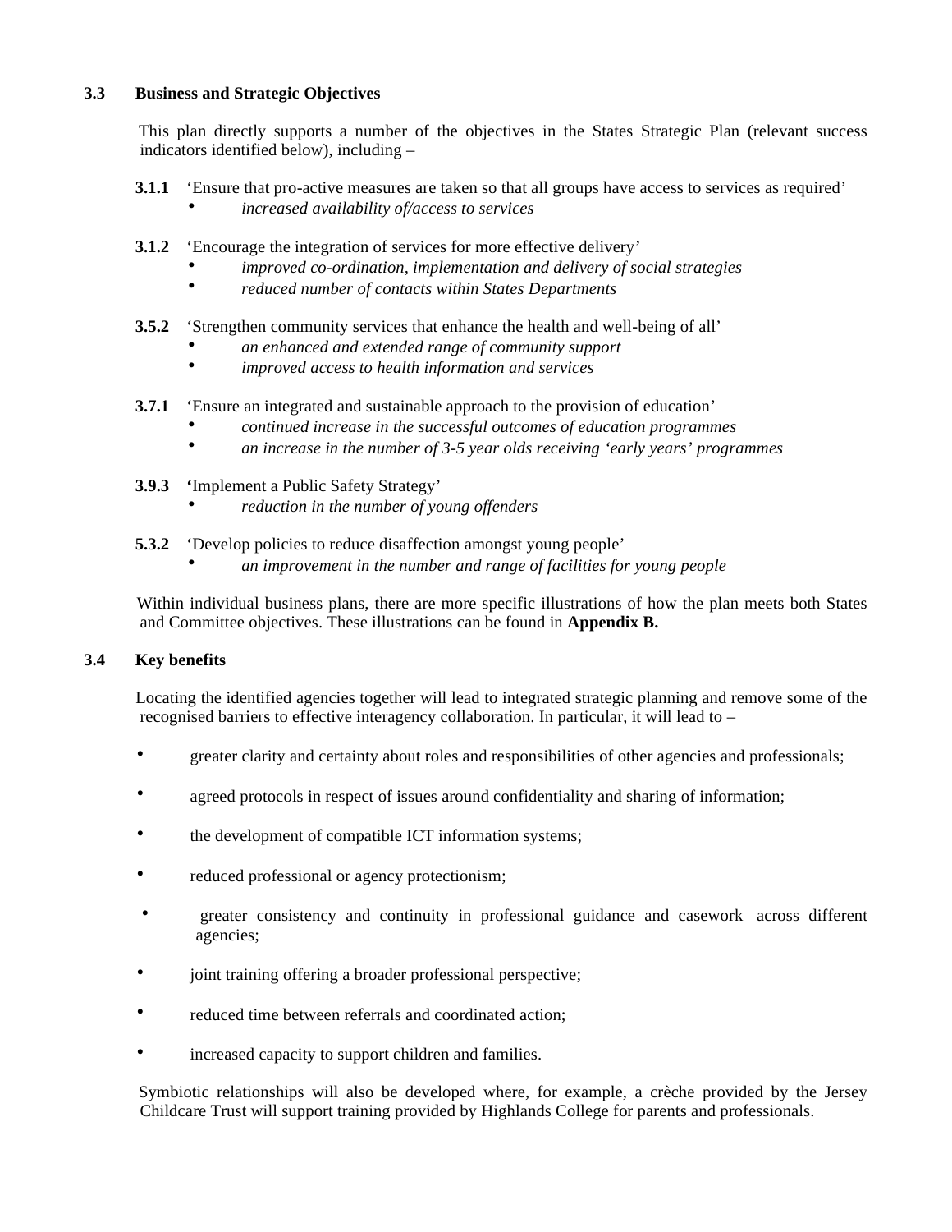### 3.3 Business and Strategic Objectives

This plan directly supports a number of the objectives in the States Strategic Plan (relevant success indicators identified below), including –

**3.1.1** ‘Ensure that pro-active measures are taken so that all groups have access to services as required’

- *increased availability of/access to services*

**3.1.2** ‘Encourage the integration of services for more effective delivery’

- *improved co-ordination, implementation and delivery of social strategies*
- *reduced number of contacts within States Departments*

**3.5.2** ‘Strengthen community services that enhance the health and well-being of all’

- *an enhanced and extended range of community support*
- *improved access to health information and services*

**3.7.1** ‘Ensure an integrated and sustainable approach to the provision of education’

- *continued increase in the successful outcomes of education programmes*
- *an increase in the number of 3-5 year olds receiving ‘early years’ programmes*

**3.9.3** **‘**Implement a Public Safety Strategy’

- *reduction in the number of young offenders*

**5.3.2** ‘Develop policies to reduce disaffection amongst young people’

- *an improvement in the number and range of facilities for young people*

Within individual business plans, there are more specific illustrations of how the plan meets both States and Committee objectives. These illustrations can be found in **Appendix B.**

### 3.4 Key benefits

Locating the identified agencies together will lead to integrated strategic planning and remove some of the recognised barriers to effective interagency collaboration. In particular, it will lead to –

- greater clarity and certainty about roles and responsibilities of other agencies and professionals;
- agreed protocols in respect of issues around confidentiality and sharing of information;
- the development of compatible ICT information systems;
- reduced professional or agency protectionism;
- greater consistency and continuity in professional guidance and casework across different agencies;
- joint training offering a broader professional perspective;
- reduced time between referrals and coordinated action;
- increased capacity to support children and families.

Symbiotic relationships will also be developed where, for example, a crèche provided by the Jersey Childcare Trust will support training provided by Highlands College for parents and professionals.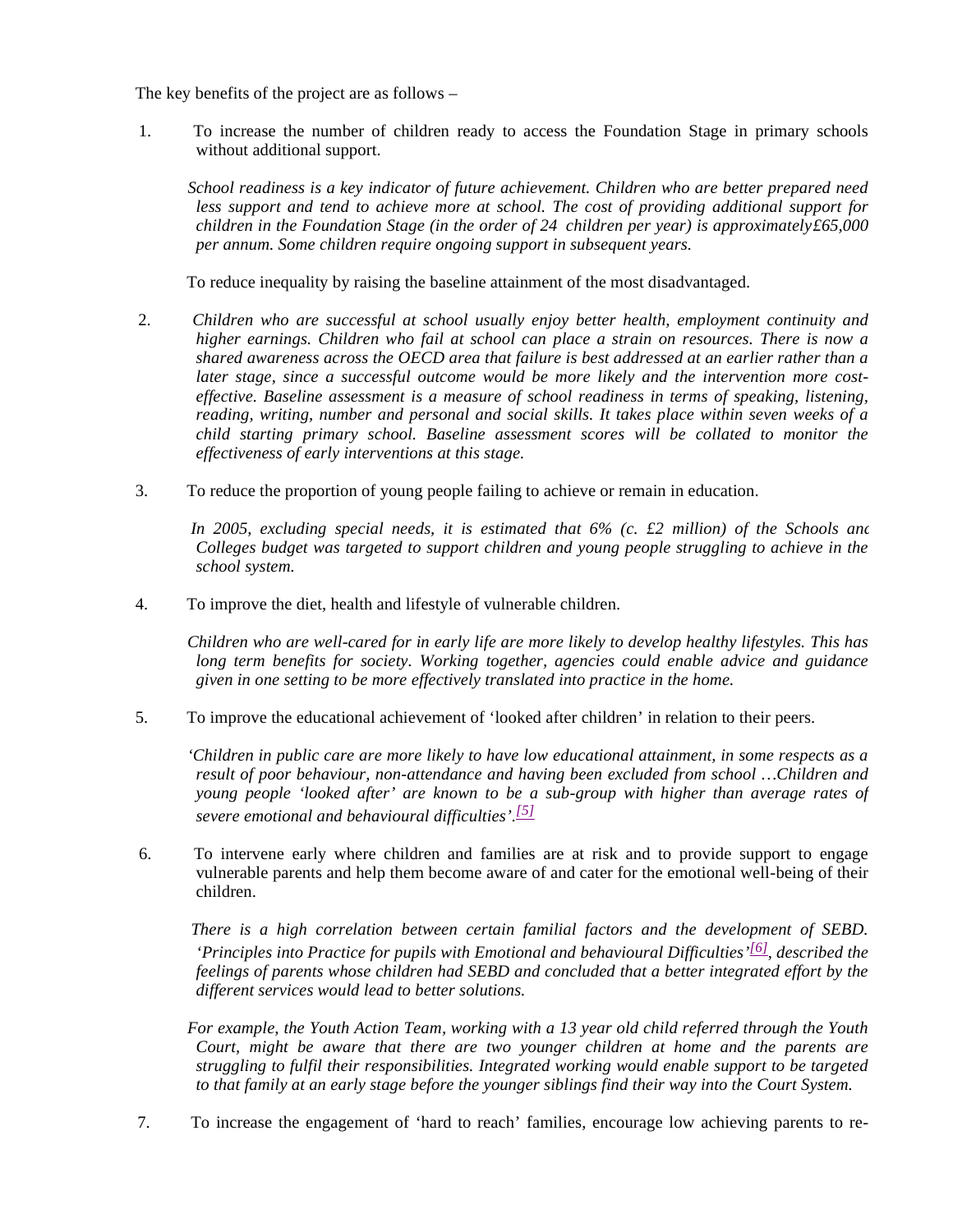The key benefits of the project are as follows –

1. To increase the number of children ready to access the Foundation Stage in primary schools without additional support.

   *School readiness is a key indicator of future achievement. Children who are better prepared need less support and tend to achieve more at school. The cost of providing additional support for children in the Foundation Stage (in the order of 24 children per year) is approximately£65,000 per annum. Some children require ongoing support in subsequent years.*

   To reduce inequality by raising the baseline attainment of the most disadvantaged.

2. *Children who are successful at school usually enjoy better health, employment continuity and higher earnings. Children who fail at school can place a strain on resources. There is now a shared awareness across the OECD area that failure is best addressed at an earlier rather than a later stage, since a successful outcome would be more likely and the intervention more cost-effective. Baseline assessment is a measure of school readiness in terms of speaking, listening, reading, writing, number and personal and social skills. It takes place within seven weeks of a child starting primary school. Baseline assessment scores will be collated to monitor the effectiveness of early interventions at this stage.*

3. To reduce the proportion of young people failing to achieve or remain in education.

   *In 2005, excluding special needs, it is estimated that 6% (c. £2 million) of the Schools and Colleges budget was targeted to support children and young people struggling to achieve in the school system.*

4. To improve the diet, health and lifestyle of vulnerable children.

   *Children who are well-cared for in early life are more likely to develop healthy lifestyles. This has long term benefits for society. Working together, agencies could enable advice and guidance given in one setting to be more effectively translated into practice in the home.*

5. To improve the educational achievement of 'looked after children' in relation to their peers.

   *'Children in public care are more likely to have low educational attainment, in some respects as a result of poor behaviour, non-attendance and having been excluded from school …Children and young people 'looked after' are known to be a sub-group with higher than average rates of severe emotional and behavioural difficulties'.*[5]

6. To intervene early where children and families are at risk and to provide support to engage vulnerable parents and help them become aware of and cater for the emotional well-being of their children.

   *There is a high correlation between certain familial factors and the development of SEBD. 'Principles into Practice for pupils with Emotional and behavioural Difficulties'*[6]*, described the feelings of parents whose children had SEBD and concluded that a better integrated effort by the different services would lead to better solutions.*

   *For example, the Youth Action Team, working with a 13 year old child referred through the Youth Court, might be aware that there are two younger children at home and the parents are struggling to fulfil their responsibilities. Integrated working would enable support to be targeted to that family at an early stage before the younger siblings find their way into the Court System.*

7. To increase the engagement of 'hard to reach' families, encourage low achieving parents to re-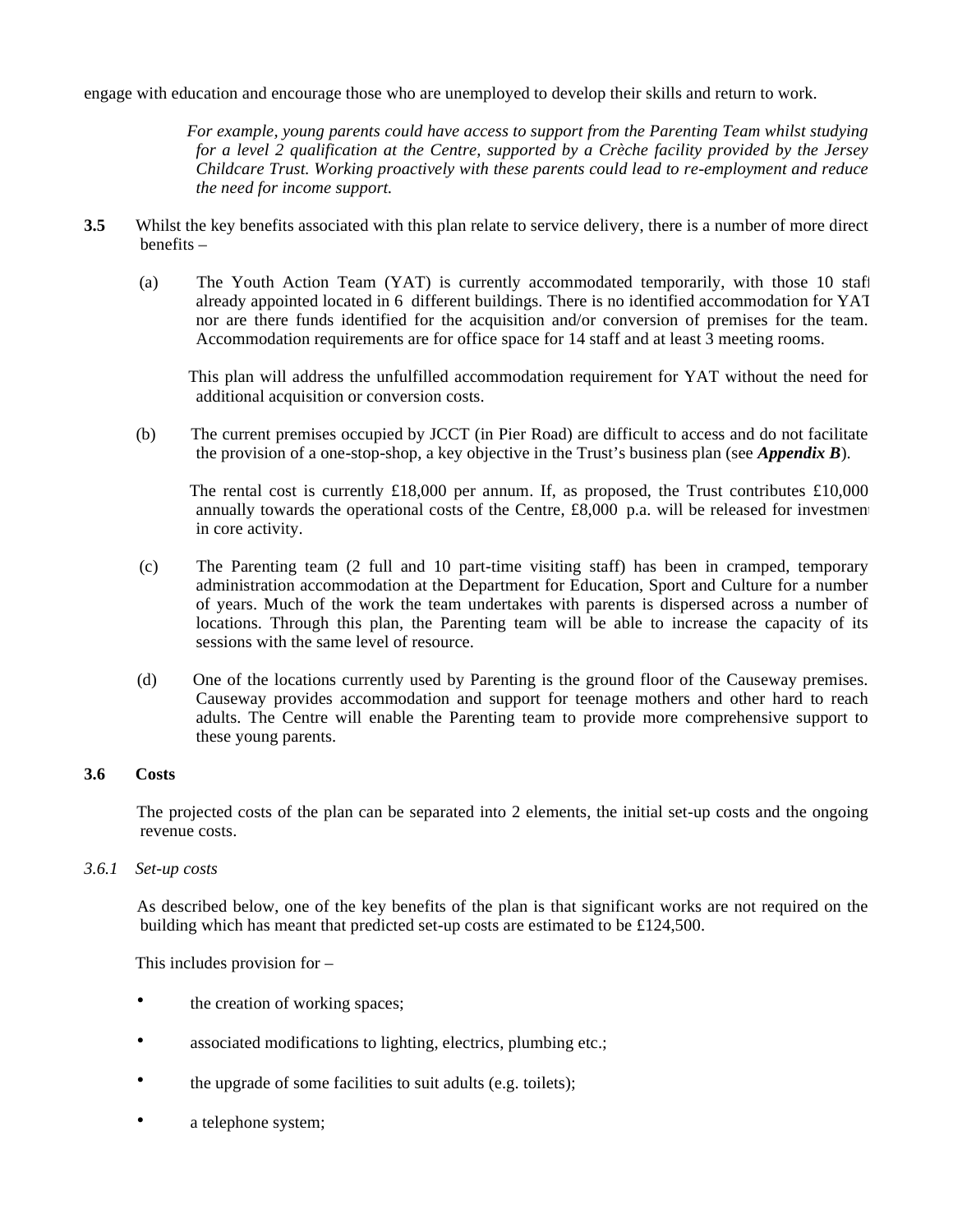engage with education and encourage those who are unemployed to develop their skills and return to work.

*For example, young parents could have access to support from the Parenting Team whilst studying for a level 2 qualification at the Centre, supported by a Crèche facility provided by the Jersey Childcare Trust. Working proactively with these parents could lead to re-employment and reduce the need for income support.*

**3.5** Whilst the key benefits associated with this plan relate to service delivery, there is a number of more direct benefits –

(a) The Youth Action Team (YAT) is currently accommodated temporarily, with those 10 staff already appointed located in 6 different buildings. There is no identified accommodation for YAT nor are there funds identified for the acquisition and/or conversion of premises for the team. Accommodation requirements are for office space for 14 staff and at least 3 meeting rooms.

This plan will address the unfulfilled accommodation requirement for YAT without the need for additional acquisition or conversion costs.

(b) The current premises occupied by JCCT (in Pier Road) are difficult to access and do not facilitate the provision of a one-stop-shop, a key objective in the Trust's business plan (see ***Appendix B***).

The rental cost is currently £18,000 per annum. If, as proposed, the Trust contributes £10,000 annually towards the operational costs of the Centre, £8,000 p.a. will be released for investment in core activity.

(c) The Parenting team (2 full and 10 part-time visiting staff) has been in cramped, temporary administration accommodation at the Department for Education, Sport and Culture for a number of years. Much of the work the team undertakes with parents is dispersed across a number of locations. Through this plan, the Parenting team will be able to increase the capacity of its sessions with the same level of resource.

(d) One of the locations currently used by Parenting is the ground floor of the Causeway premises. Causeway provides accommodation and support for teenage mothers and other hard to reach adults. The Centre will enable the Parenting team to provide more comprehensive support to these young parents.

### 3.6 Costs

The projected costs of the plan can be separated into 2 elements, the initial set-up costs and the ongoing revenue costs.

#### *3.6.1 Set-up costs*

As described below, one of the key benefits of the plan is that significant works are not required on the building which has meant that predicted set-up costs are estimated to be £124,500.

This includes provision for –

- the creation of working spaces;
- associated modifications to lighting, electrics, plumbing etc.;
- the upgrade of some facilities to suit adults (e.g. toilets);
- a telephone system;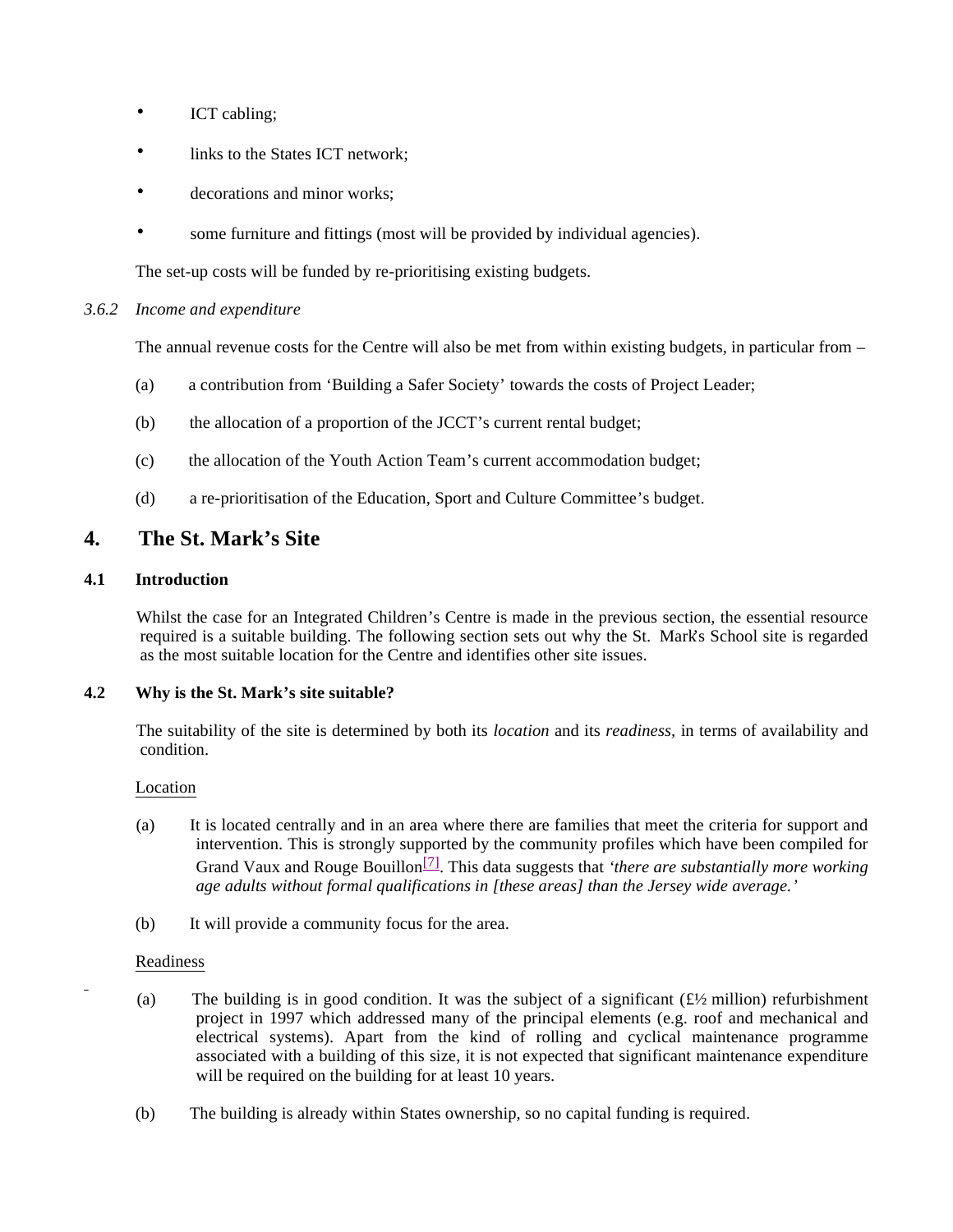- ICT cabling;
- links to the States ICT network;
- decorations and minor works;
- some furniture and fittings (most will be provided by individual agencies).

The set-up costs will be funded by re-prioritising existing budgets.

*3.6.2 Income and expenditure*

The annual revenue costs for the Centre will also be met from within existing budgets, in particular from –

(a) a contribution from 'Building a Safer Society' towards the costs of Project Leader;

(b) the allocation of a proportion of the JCCT's current rental budget;

(c) the allocation of the Youth Action Team's current accommodation budget;

(d) a re-prioritisation of the Education, Sport and Culture Committee's budget.

## 4. The St. Mark's Site

### 4.1 Introduction

Whilst the case for an Integrated Children's Centre is made in the previous section, the essential resource required is a suitable building. The following section sets out why the St. Mark's School site is regarded as the most suitable location for the Centre and identifies other site issues.

### 4.2 Why is the St. Mark's site suitable?

The suitability of the site is determined by both its *location* and its *readiness*, in terms of availability and condition.

Location

(a) It is located centrally and in an area where there are families that meet the criteria for support and intervention. This is strongly supported by the community profiles which have been compiled for Grand Vaux and Rouge Bouillon[7]. This data suggests that *'there are substantially more working age adults without formal qualifications in [these areas] than the Jersey wide average.'*

(b) It will provide a community focus for the area.

Readiness

(a) The building is in good condition. It was the subject of a significant (£½ million) refurbishment project in 1997 which addressed many of the principal elements (e.g. roof and mechanical and electrical systems). Apart from the kind of rolling and cyclical maintenance programme associated with a building of this size, it is not expected that significant maintenance expenditure will be required on the building for at least 10 years.

(b) The building is already within States ownership, so no capital funding is required.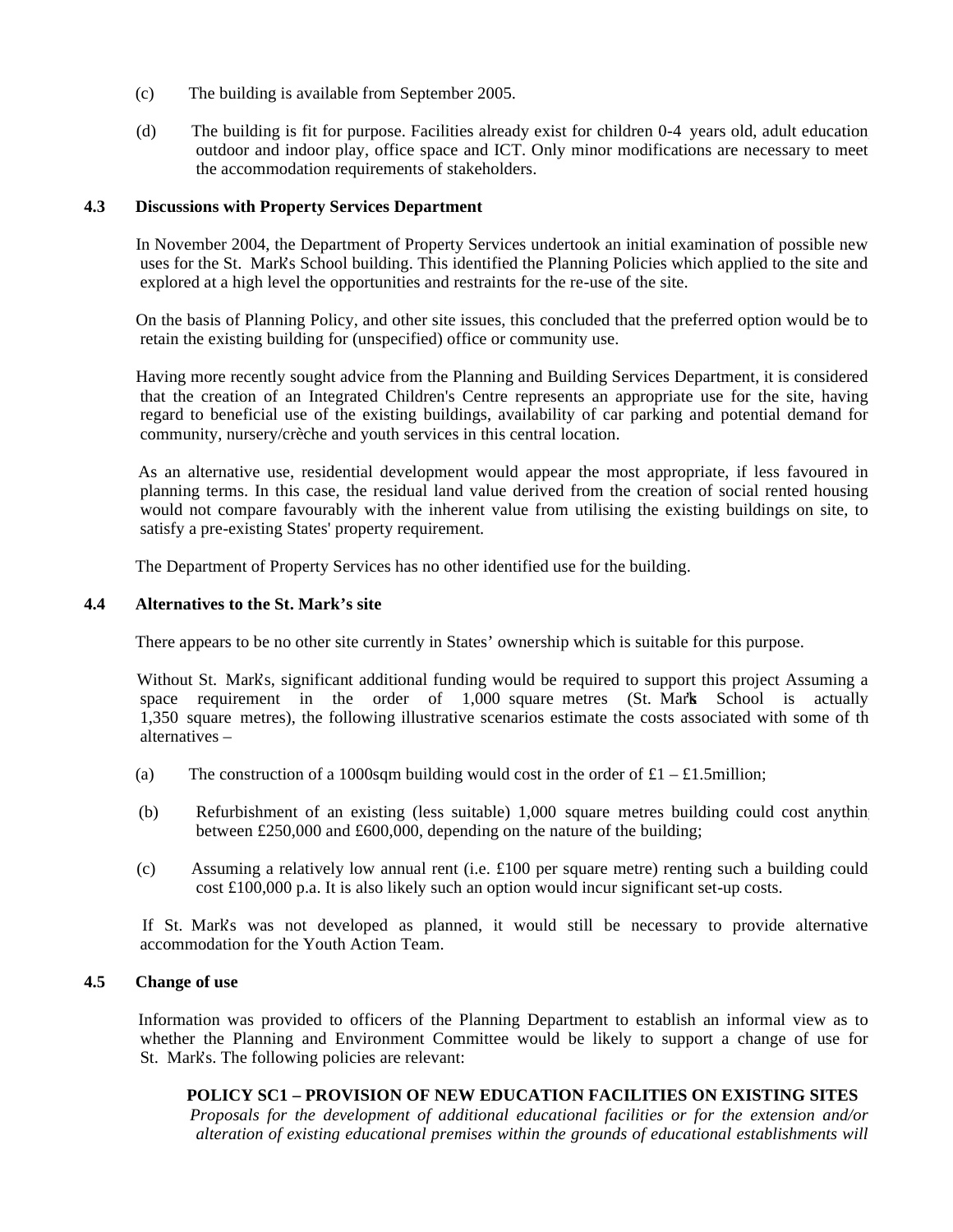(c) The building is available from September 2005.

(d) The building is fit for purpose. Facilities already exist for children 0-4 years old, adult education outdoor and indoor play, office space and ICT. Only minor modifications are necessary to meet the accommodation requirements of stakeholders.

### 4.3 Discussions with Property Services Department

In November 2004, the Department of Property Services undertook an initial examination of possible new uses for the St. Mark's School building. This identified the Planning Policies which applied to the site and explored at a high level the opportunities and restraints for the re-use of the site.

On the basis of Planning Policy, and other site issues, this concluded that the preferred option would be to retain the existing building for (unspecified) office or community use.

Having more recently sought advice from the Planning and Building Services Department, it is considered that the creation of an Integrated Children's Centre represents an appropriate use for the site, having regard to beneficial use of the existing buildings, availability of car parking and potential demand for community, nursery/crèche and youth services in this central location.

As an alternative use, residential development would appear the most appropriate, if less favoured in planning terms. In this case, the residual land value derived from the creation of social rented housing would not compare favourably with the inherent value from utilising the existing buildings on site, to satisfy a pre-existing States' property requirement.

The Department of Property Services has no other identified use for the building.

### 4.4 Alternatives to the St. Mark's site

There appears to be no other site currently in States' ownership which is suitable for this purpose.

Without St. Mark's, significant additional funding would be required to support this project Assuming a space requirement in the order of 1,000 square metres (St. Mark's School is actually 1,350 square metres), the following illustrative scenarios estimate the costs associated with some of th alternatives –

(a) The construction of a 1000sqm building would cost in the order of £1 – £1.5million;

(b) Refurbishment of an existing (less suitable) 1,000 square metres building could cost anythin between £250,000 and £600,000, depending on the nature of the building;

(c) Assuming a relatively low annual rent (i.e. £100 per square metre) renting such a building could cost £100,000 p.a. It is also likely such an option would incur significant set-up costs.

If St. Mark's was not developed as planned, it would still be necessary to provide alternative accommodation for the Youth Action Team.

### 4.5 Change of use

Information was provided to officers of the Planning Department to establish an informal view as to whether the Planning and Environment Committee would be likely to support a change of use for St. Mark's. The following policies are relevant:

**POLICY SC1 – PROVISION OF NEW EDUCATION FACILITIES ON EXISTING SITES**

*Proposals for the development of additional educational facilities or for the extension and/or alteration of existing educational premises within the grounds of educational establishments will*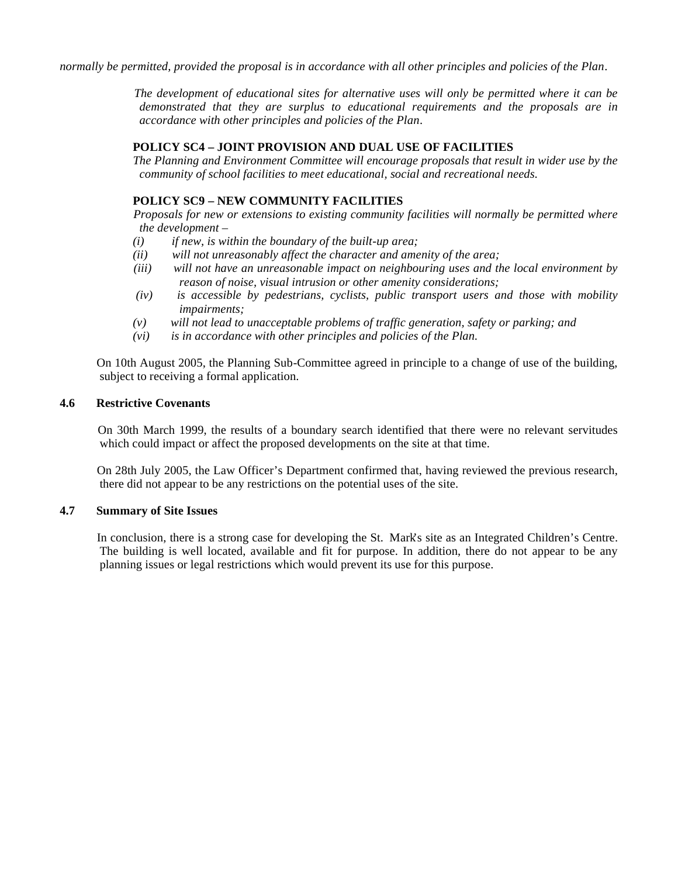*normally be permitted, provided the proposal is in accordance with all other principles and policies of the Plan.*

*The development of educational sites for alternative uses will only be permitted where it can be demonstrated that they are surplus to educational requirements and the proposals are in accordance with other principles and policies of the Plan.*

**POLICY SC4 – JOINT PROVISION AND DUAL USE OF FACILITIES**

*The Planning and Environment Committee will encourage proposals that result in wider use by the community of school facilities to meet educational, social and recreational needs.*

**POLICY SC9 – NEW COMMUNITY FACILITIES**

*Proposals for new or extensions to existing community facilities will normally be permitted where the development –*

*(i) if new, is within the boundary of the built-up area;*

*(ii) will not unreasonably affect the character and amenity of the area;*

*(iii) will not have an unreasonable impact on neighbouring uses and the local environment by reason of noise, visual intrusion or other amenity considerations;*

*(iv) is accessible by pedestrians, cyclists, public transport users and those with mobility impairments;*

*(v) will not lead to unacceptable problems of traffic generation, safety or parking; and*

*(vi) is in accordance with other principles and policies of the Plan.*

On 10th August 2005, the Planning Sub-Committee agreed in principle to a change of use of the building, subject to receiving a formal application.

### 4.6 Restrictive Covenants

On 30th March 1999, the results of a boundary search identified that there were no relevant servitudes which could impact or affect the proposed developments on the site at that time.

On 28th July 2005, the Law Officer's Department confirmed that, having reviewed the previous research, there did not appear to be any restrictions on the potential uses of the site.

### 4.7 Summary of Site Issues

In conclusion, there is a strong case for developing the St. Mark's site as an Integrated Children's Centre. The building is well located, available and fit for purpose. In addition, there do not appear to be any planning issues or legal restrictions which would prevent its use for this purpose.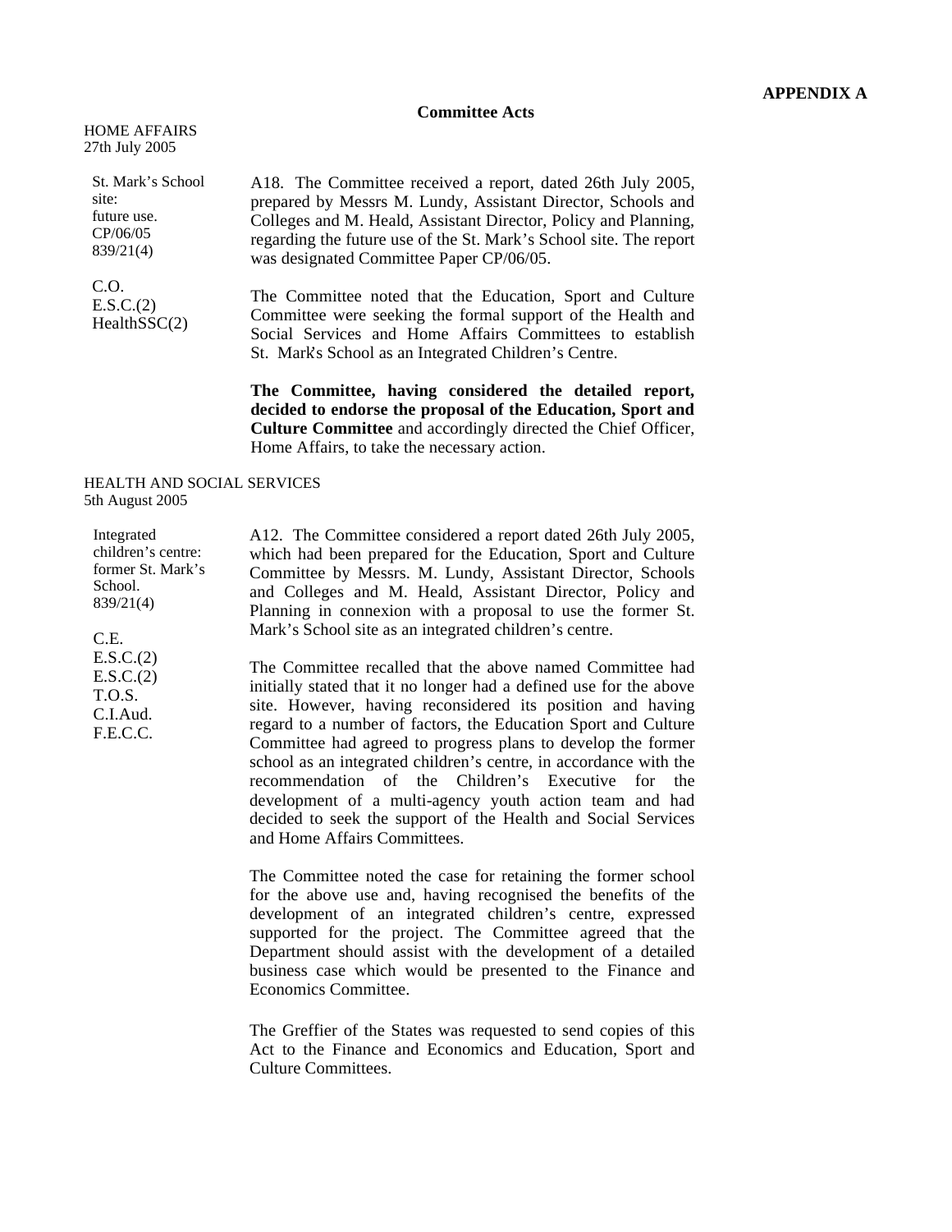**APPENDIX A**

**Committee Acts**

HOME AFFAIRS
27th July 2005

St. Mark's School site: future use.
CP/06/05
839/21(4)

C.O.
E.S.C.(2)
HealthSSC(2)

A18. The Committee received a report, dated 26th July 2005, prepared by Messrs M. Lundy, Assistant Director, Schools and Colleges and M. Heald, Assistant Director, Policy and Planning, regarding the future use of the St. Mark's School site. The report was designated Committee Paper CP/06/05.

The Committee noted that the Education, Sport and Culture Committee were seeking the formal support of the Health and Social Services and Home Affairs Committees to establish St. Mark's School as an Integrated Children's Centre.

**The Committee, having considered the detailed report, decided to endorse the proposal of the Education, Sport and Culture Committee** and accordingly directed the Chief Officer, Home Affairs, to take the necessary action.

HEALTH AND SOCIAL SERVICES
5th August 2005

Integrated children's centre: former St. Mark's School.
839/21(4)

C.E.
E.S.C.(2)
E.S.C.(2)
T.O.S.
C.I.Aud.
F.E.C.C.

A12. The Committee considered a report dated 26th July 2005, which had been prepared for the Education, Sport and Culture Committee by Messrs. M. Lundy, Assistant Director, Schools and Colleges and M. Heald, Assistant Director, Policy and Planning in connexion with a proposal to use the former St. Mark's School site as an integrated children's centre.

The Committee recalled that the above named Committee had initially stated that it no longer had a defined use for the above site. However, having reconsidered its position and having regard to a number of factors, the Education Sport and Culture Committee had agreed to progress plans to develop the former school as an integrated children's centre, in accordance with the recommendation of the Children's Executive for the development of a multi-agency youth action team and had decided to seek the support of the Health and Social Services and Home Affairs Committees.

The Committee noted the case for retaining the former school for the above use and, having recognised the benefits of the development of an integrated children's centre, expressed supported for the project. The Committee agreed that the Department should assist with the development of a detailed business case which would be presented to the Finance and Economics Committee.

The Greffier of the States was requested to send copies of this Act to the Finance and Economics and Education, Sport and Culture Committees.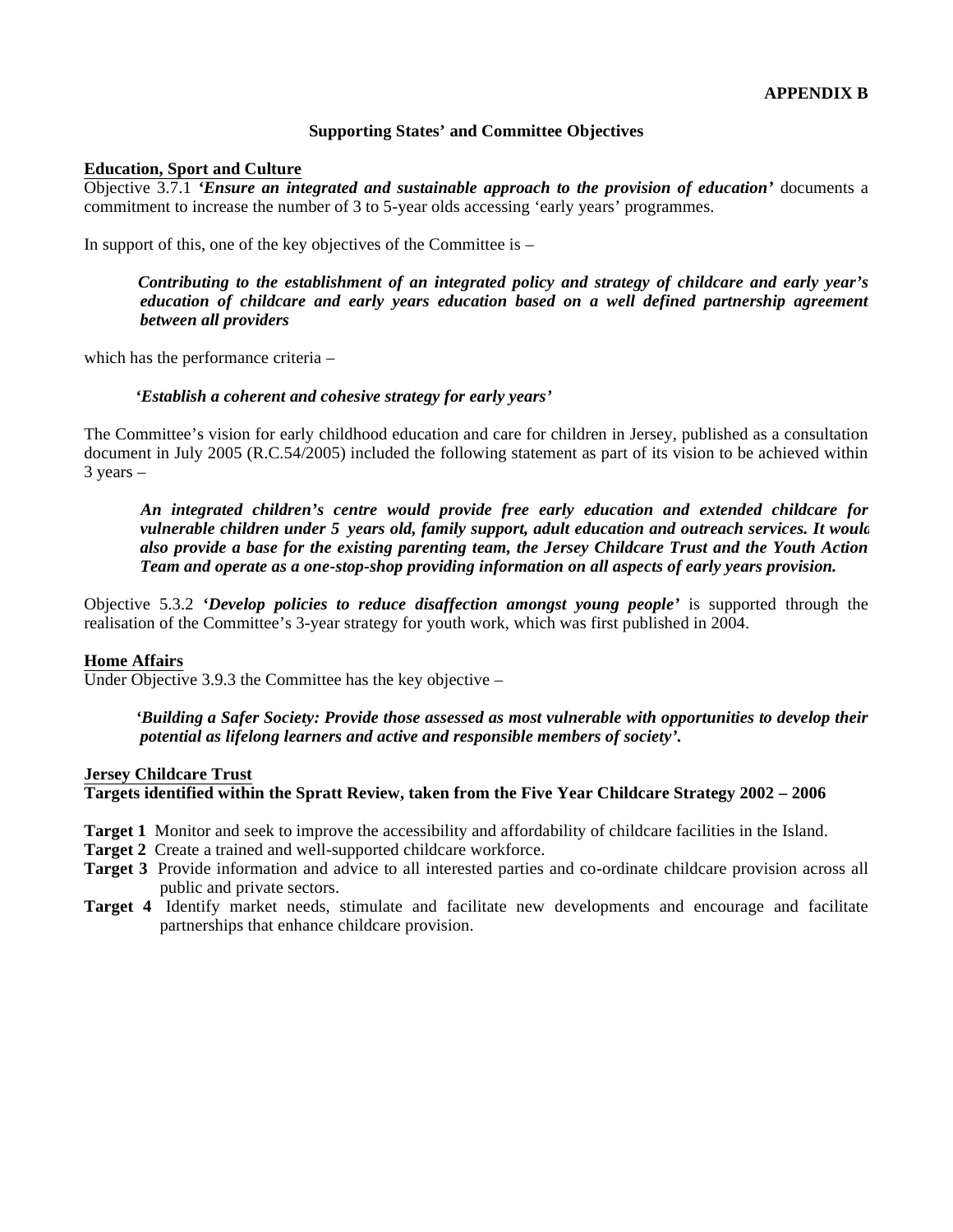**APPENDIX B**

**Supporting States' and Committee Objectives**

**Education, Sport and Culture**

Objective 3.7.1 ***'Ensure an integrated and sustainable approach to the provision of education'*** documents a commitment to increase the number of 3 to 5-year olds accessing 'early years' programmes.

In support of this, one of the key objectives of the Committee is –

> ***Contributing to the establishment of an integrated policy and strategy of childcare and early year's education of childcare and early years education based on a well defined partnership agreement between all providers***

which has the performance criteria –

> ***'Establish a coherent and cohesive strategy for early years'***

The Committee's vision for early childhood education and care for children in Jersey, published as a consultation document in July 2005 (R.C.54/2005) included the following statement as part of its vision to be achieved within 3 years –

> ***An integrated children's centre would provide free early education and extended childcare for vulnerable children under 5 years old, family support, adult education and outreach services. It would also provide a base for the existing parenting team, the Jersey Childcare Trust and the Youth Action Team and operate as a one-stop-shop providing information on all aspects of early years provision.***

Objective 5.3.2 ***'Develop policies to reduce disaffection amongst young people'*** is supported through the realisation of the Committee's 3-year strategy for youth work, which was first published in 2004.

**Home Affairs**

Under Objective 3.9.3 the Committee has the key objective –

> ***'Building a Safer Society: Provide those assessed as most vulnerable with opportunities to develop their potential as lifelong learners and active and responsible members of society'.***

**Jersey Childcare Trust**

**Targets identified within the Spratt Review, taken from the Five Year Childcare Strategy 2002 – 2006**

**Target 1** Monitor and seek to improve the accessibility and affordability of childcare facilities in the Island.

**Target 2** Create a trained and well-supported childcare workforce.

**Target 3** Provide information and advice to all interested parties and co-ordinate childcare provision across all public and private sectors.

**Target 4** Identify market needs, stimulate and facilitate new developments and encourage and facilitate partnerships that enhance childcare provision.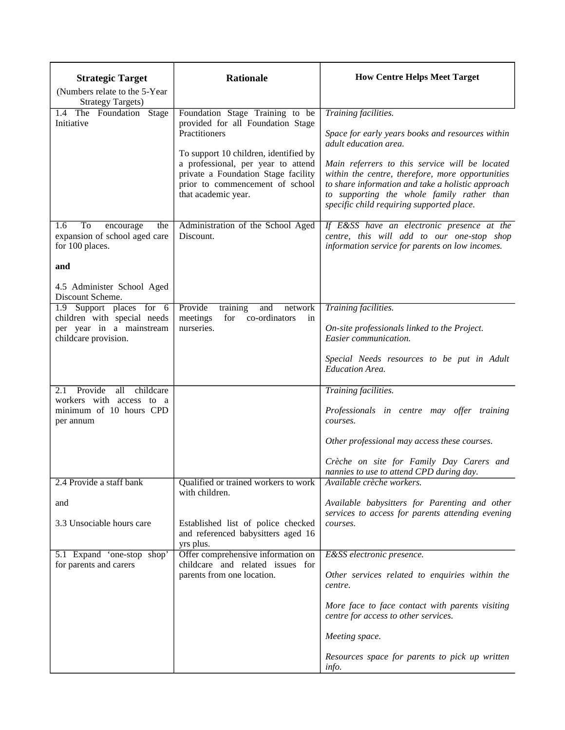| **Strategic Target** (Numbers relate to the 5-Year Strategy Targets) | **Rationale** | **How Centre Helps Meet Target** |
|---|---|---|
| 1.4 The Foundation Stage Initiative | Foundation Stage Training to be provided for all Foundation Stage Practitioners<br><br>To support 10 children, identified by a professional, per year to attend private a Foundation Stage facility prior to commencement of school that academic year. | *Training facilities.*<br><br>*Space for early years books and resources within adult education area.*<br><br>*Main referrers to this service will be located within the centre, therefore, more opportunities to share information and take a holistic approach to supporting the whole family rather than specific child requiring supported place.* |
| 1.6 To encourage the expansion of school aged care for 100 places.<br><br>**and**<br><br>4.5 Administer School Aged Discount Scheme. | Administration of the School Aged Discount. | *If E&SS have an electronic presence at the centre, this will add to our one-stop shop information service for parents on low incomes.* |
| 1.9 Support places for 6 children with special needs per year in a mainstream childcare provision. | Provide training and network meetings for co-ordinators in nurseries. | *Training facilities.*<br><br>*On-site professionals linked to the Project.*<br>*Easier communication.*<br><br>*Special Needs resources to be put in Adult Education Area.* |
| 2.1 Provide all childcare workers with access to a minimum of 10 hours CPD per annum | | *Training facilities.*<br><br>*Professionals in centre may offer training courses.*<br><br>*Other professional may access these courses.*<br><br>*Crèche on site for Family Day Carers and nannies to use to attend CPD during day.* |
| 2.4 Provide a staff bank<br><br>and<br><br>3.3 Unsociable hours care | Qualified or trained workers to work with children.<br><br>Established list of police checked and referenced babysitters aged 16 yrs plus. | *Available crèche workers.*<br><br>*Available babysitters for Parenting and other services to access for parents attending evening courses.* |
| 5.1 Expand 'one-stop shop' for parents and carers | Offer comprehensive information on childcare and related issues for parents from one location. | *E&SS electronic presence.*<br><br>*Other services related to enquiries within the centre.*<br><br>*More face to face contact with parents visiting centre for access to other services.*<br><br>*Meeting space.*<br><br>*Resources space for parents to pick up written info.* |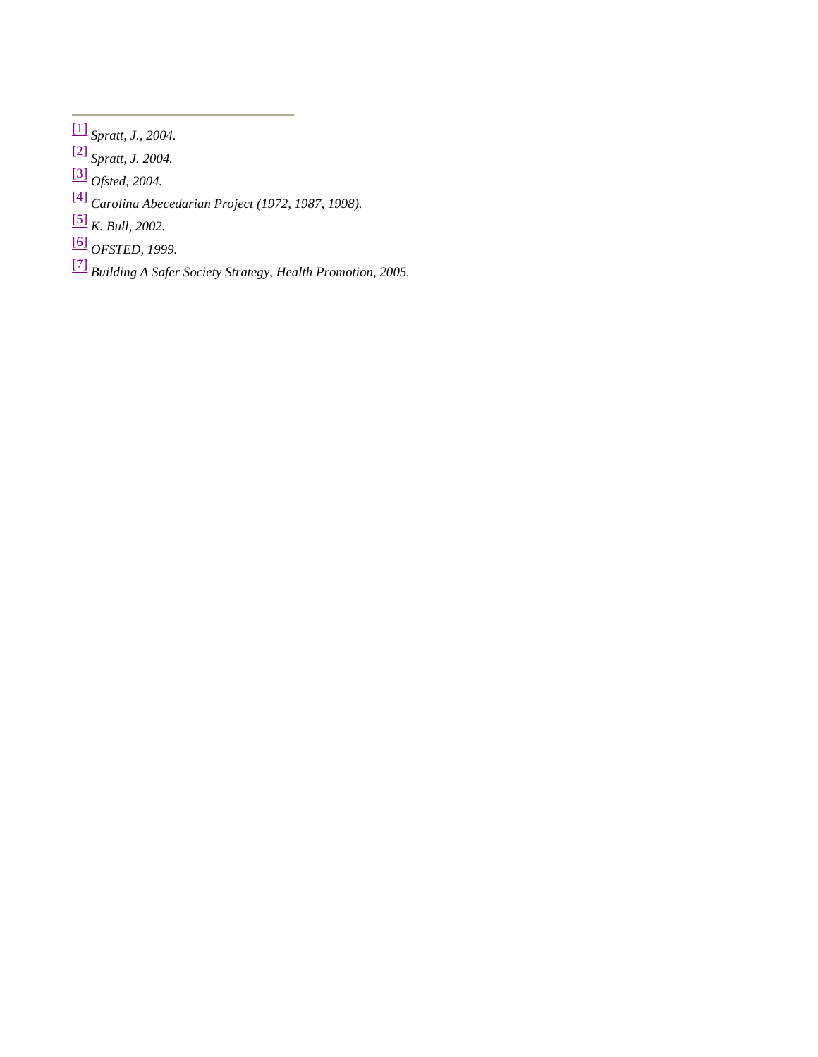---

[1] *Spratt, J., 2004.*

[2] *Spratt, J. 2004.*

[3] *Ofsted, 2004.*

[4] *Carolina Abecedarian Project (1972, 1987, 1998).*

[5] *K. Bull, 2002.*

[6] *OFSTED, 1999.*

[7] *Building A Safer Society Strategy, Health Promotion, 2005.*